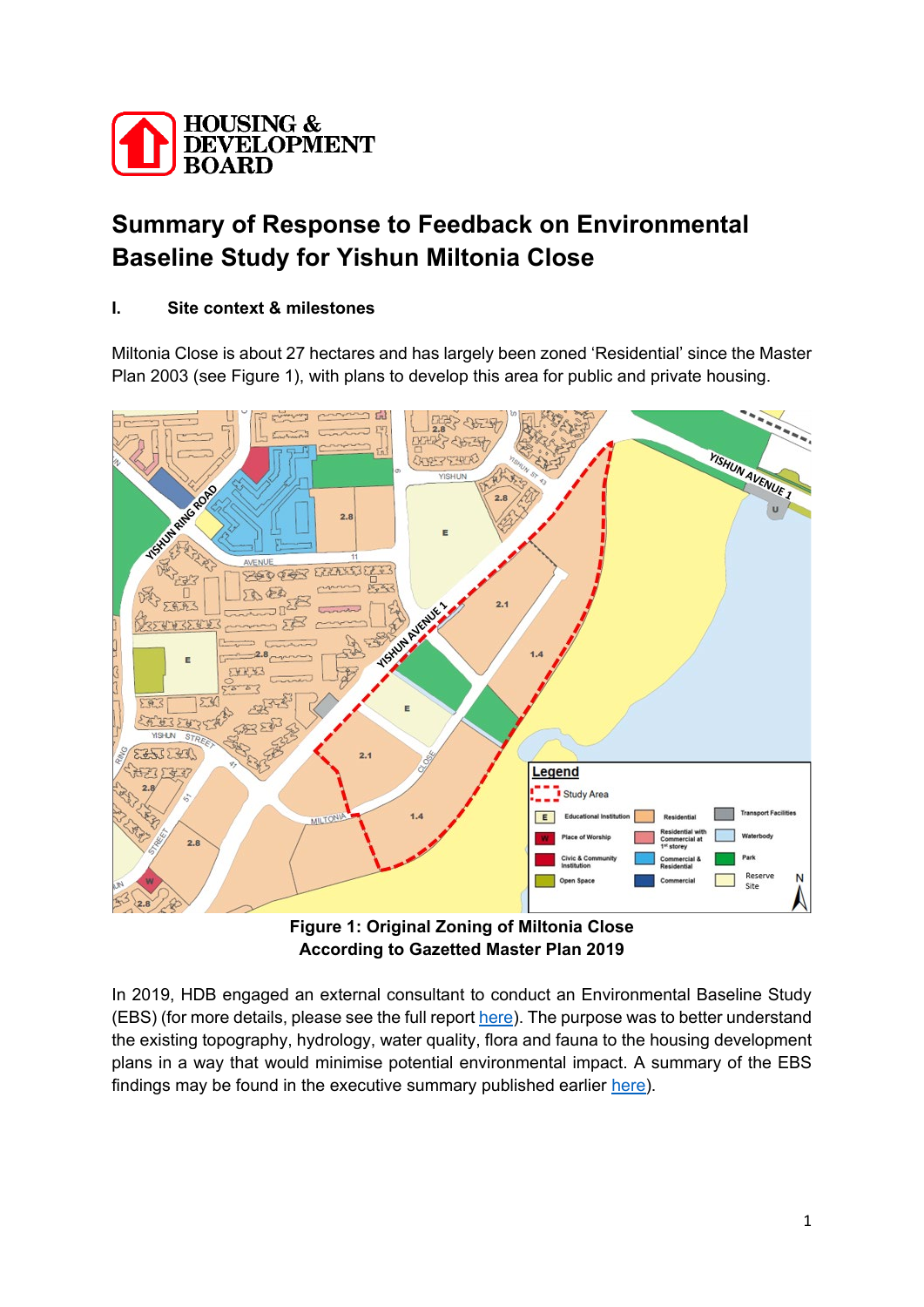HOUSING & DEVELOPMENT BOARD

# Summary of Response to Feedback on Environmental Baseline Study for Yishun Miltonia Close

## I. Site context & milestones

Miltonia Close is about 27 hectares and has largely been zoned 'Residential' since the Master Plan 2003 (see Figure 1), with plans to develop this area for public and private housing.

**Figure 1: Original Zoning of Miltonia Close According to Gazetted Master Plan 2019**

In 2019, HDB engaged an external consultant to conduct an Environmental Baseline Study (EBS) (for more details, please see the full report here). The purpose was to better understand the existing topography, hydrology, water quality, flora and fauna to the housing development plans in a way that would minimise potential environmental impact. A summary of the EBS findings may be found in the executive summary published earlier here).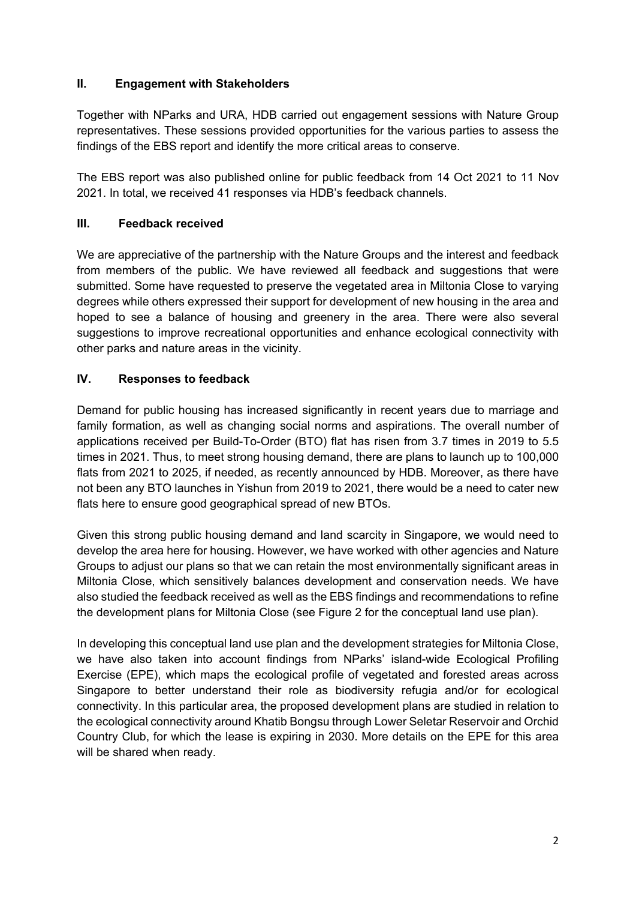## II. Engagement with Stakeholders

Together with NParks and URA, HDB carried out engagement sessions with Nature Group representatives. These sessions provided opportunities for the various parties to assess the findings of the EBS report and identify the more critical areas to conserve.

The EBS report was also published online for public feedback from 14 Oct 2021 to 11 Nov 2021. In total, we received 41 responses via HDB's feedback channels.

## III. Feedback received

We are appreciative of the partnership with the Nature Groups and the interest and feedback from members of the public. We have reviewed all feedback and suggestions that were submitted. Some have requested to preserve the vegetated area in Miltonia Close to varying degrees while others expressed their support for development of new housing in the area and hoped to see a balance of housing and greenery in the area. There were also several suggestions to improve recreational opportunities and enhance ecological connectivity with other parks and nature areas in the vicinity.

## IV. Responses to feedback

Demand for public housing has increased significantly in recent years due to marriage and family formation, as well as changing social norms and aspirations. The overall number of applications received per Build-To-Order (BTO) flat has risen from 3.7 times in 2019 to 5.5 times in 2021. Thus, to meet strong housing demand, there are plans to launch up to 100,000 flats from 2021 to 2025, if needed, as recently announced by HDB. Moreover, as there have not been any BTO launches in Yishun from 2019 to 2021, there would be a need to cater new flats here to ensure good geographical spread of new BTOs.

Given this strong public housing demand and land scarcity in Singapore, we would need to develop the area here for housing. However, we have worked with other agencies and Nature Groups to adjust our plans so that we can retain the most environmentally significant areas in Miltonia Close, which sensitively balances development and conservation needs. We have also studied the feedback received as well as the EBS findings and recommendations to refine the development plans for Miltonia Close (see Figure 2 for the conceptual land use plan).

In developing this conceptual land use plan and the development strategies for Miltonia Close, we have also taken into account findings from NParks' island-wide Ecological Profiling Exercise (EPE), which maps the ecological profile of vegetated and forested areas across Singapore to better understand their role as biodiversity refugia and/or for ecological connectivity. In this particular area, the proposed development plans are studied in relation to the ecological connectivity around Khatib Bongsu through Lower Seletar Reservoir and Orchid Country Club, for which the lease is expiring in 2030. More details on the EPE for this area will be shared when ready.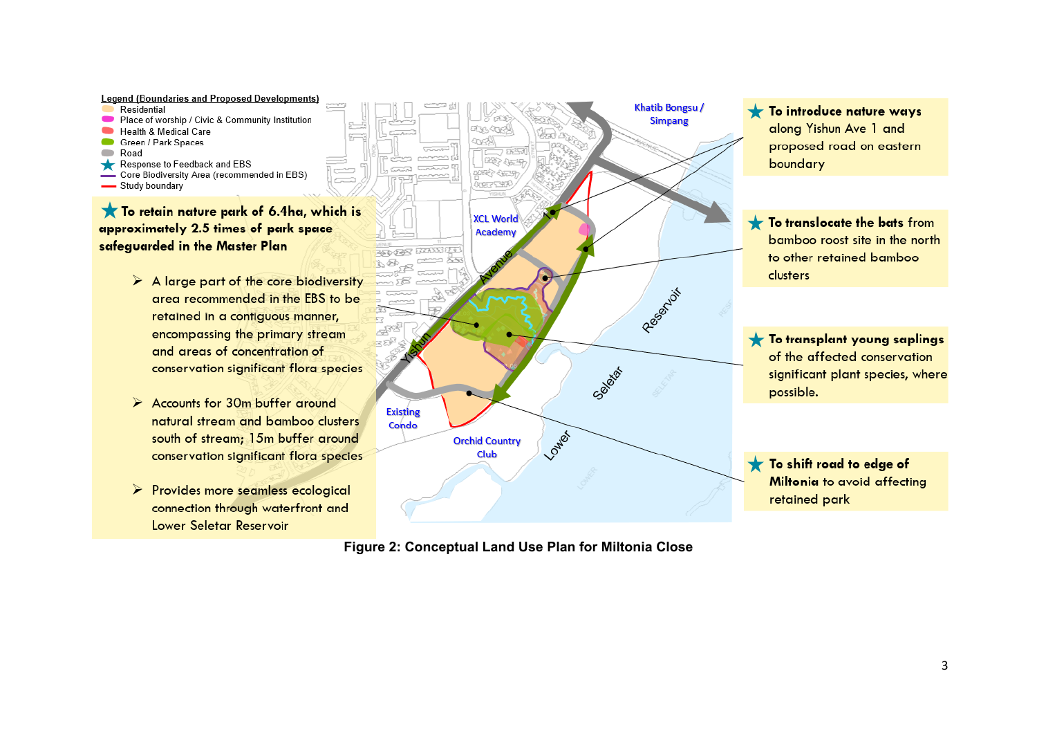**Legend (Boundaries and Proposed Developments)**

- Residential
- Place of worship / Civic & Community Institution
- Health & Medical Care
- Green / Park Spaces
- Road
- Response to Feedback and EBS
- Core Biodiversity Area (recommended in EBS)
- Study boundary

**★ To retain nature park of 6.4ha, which is approximately 2.5 times of park space safeguarded in the Master Plan**

- A large part of the core biodiversity area recommended in the EBS to be retained in a contiguous manner, encompassing the primary stream and areas of concentration of conservation significant flora species
- Accounts for 30m buffer around natural stream and bamboo clusters south of stream; 15m buffer around conservation significant flora species
- Provides more seamless ecological connection through waterfront and Lower Seletar Reservoir

Khatib Bongsu / Simpang

XCL World Academy

Yishun Avenue 1

Lower Seletar Reservoir

Existing Condo

Orchid Country Club

**★ To introduce nature ways** along Yishun Ave 1 and proposed road on eastern boundary

**★ To translocate the bats** from bamboo roost site in the north to other retained bamboo clusters

**★ To transplant young saplings** of the affected conservation significant plant species, where possible.

**★ To shift road to edge of Miltonia** to avoid affecting retained park

**Figure 2: Conceptual Land Use Plan for Miltonia Close**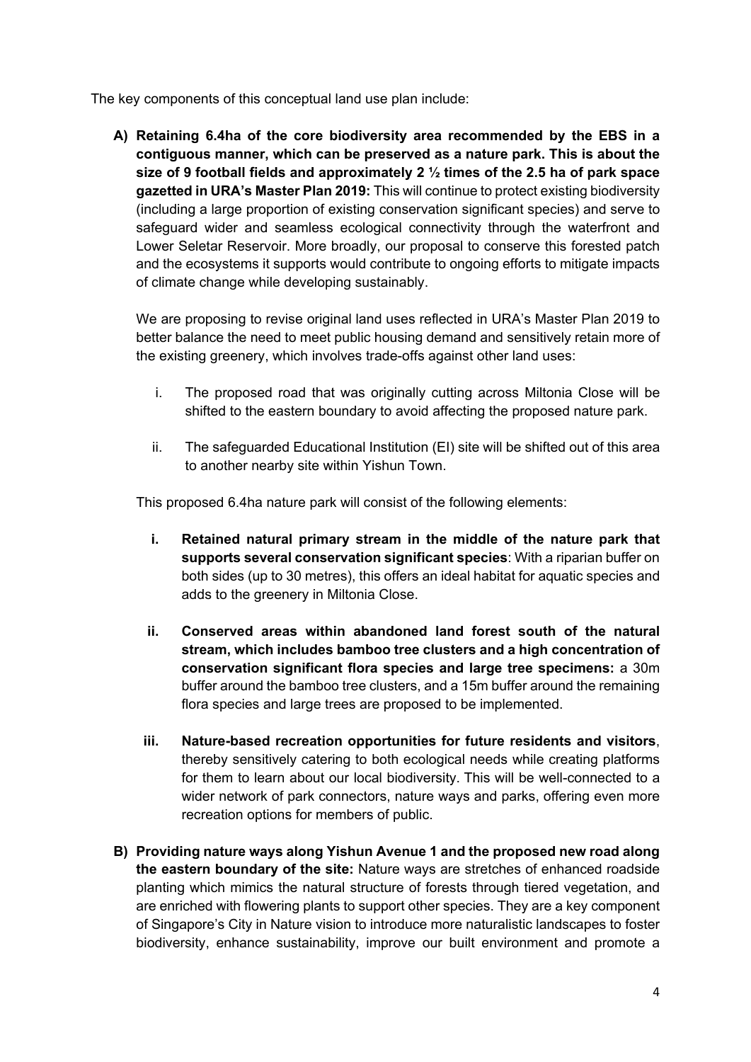The key components of this conceptual land use plan include:

A) **Retaining 6.4ha of the core biodiversity area recommended by the EBS in a contiguous manner, which can be preserved as a nature park. This is about the size of 9 football fields and approximately 2 ½ times of the 2.5 ha of park space gazetted in URA's Master Plan 2019:** This will continue to protect existing biodiversity (including a large proportion of existing conservation significant species) and serve to safeguard wider and seamless ecological connectivity through the waterfront and Lower Seletar Reservoir. More broadly, our proposal to conserve this forested patch and the ecosystems it supports would contribute to ongoing efforts to mitigate impacts of climate change while developing sustainably.

   We are proposing to revise original land uses reflected in URA's Master Plan 2019 to better balance the need to meet public housing demand and sensitively retain more of the existing greenery, which involves trade-offs against other land uses:

   i. The proposed road that was originally cutting across Miltonia Close will be shifted to the eastern boundary to avoid affecting the proposed nature park.

   ii. The safeguarded Educational Institution (EI) site will be shifted out of this area to another nearby site within Yishun Town.

   This proposed 6.4ha nature park will consist of the following elements:

   i. **Retained natural primary stream in the middle of the nature park that supports several conservation significant species**: With a riparian buffer on both sides (up to 30 metres), this offers an ideal habitat for aquatic species and adds to the greenery in Miltonia Close.

   ii. **Conserved areas within abandoned land forest south of the natural stream, which includes bamboo tree clusters and a high concentration of conservation significant flora species and large tree specimens:** a 30m buffer around the bamboo tree clusters, and a 15m buffer around the remaining flora species and large trees are proposed to be implemented.

   iii. **Nature-based recreation opportunities for future residents and visitors**, thereby sensitively catering to both ecological needs while creating platforms for them to learn about our local biodiversity. This will be well-connected to a wider network of park connectors, nature ways and parks, offering even more recreation options for members of public.

B) **Providing nature ways along Yishun Avenue 1 and the proposed new road along the eastern boundary of the site:** Nature ways are stretches of enhanced roadside planting which mimics the natural structure of forests through tiered vegetation, and are enriched with flowering plants to support other species. They are a key component of Singapore's City in Nature vision to introduce more naturalistic landscapes to foster biodiversity, enhance sustainability, improve our built environment and promote a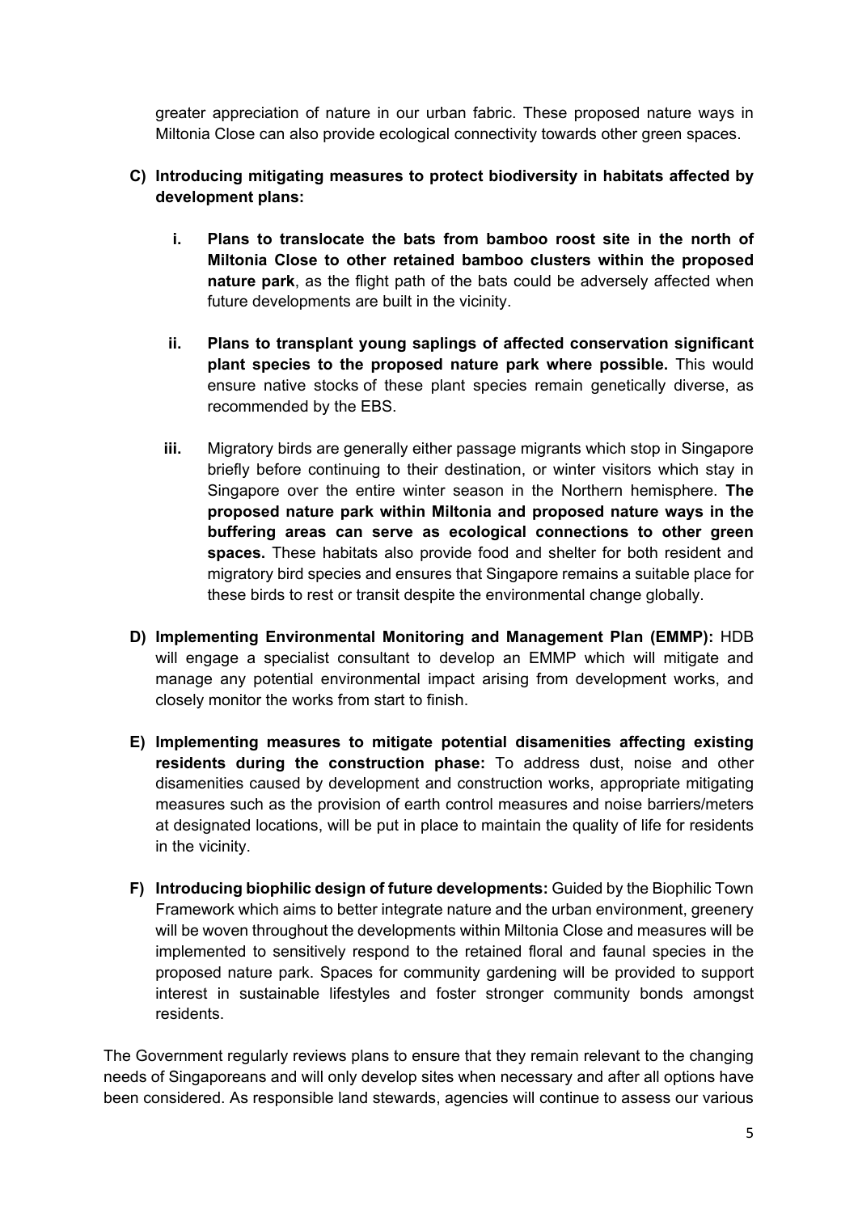greater appreciation of nature in our urban fabric. These proposed nature ways in Miltonia Close can also provide ecological connectivity towards other green spaces.

**C) Introducing mitigating measures to protect biodiversity in habitats affected by development plans:**

  i. **Plans to translocate the bats from bamboo roost site in the north of Miltonia Close to other retained bamboo clusters within the proposed nature park**, as the flight path of the bats could be adversely affected when future developments are built in the vicinity.

  ii. **Plans to transplant young saplings of affected conservation significant plant species to the proposed nature park where possible.** This would ensure native stocks of these plant species remain genetically diverse, as recommended by the EBS.

  iii. Migratory birds are generally either passage migrants which stop in Singapore briefly before continuing to their destination, or winter visitors which stay in Singapore over the entire winter season in the Northern hemisphere. **The proposed nature park within Miltonia and proposed nature ways in the buffering areas can serve as ecological connections to other green spaces.** These habitats also provide food and shelter for both resident and migratory bird species and ensures that Singapore remains a suitable place for these birds to rest or transit despite the environmental change globally.

**D) Implementing Environmental Monitoring and Management Plan (EMMP):** HDB will engage a specialist consultant to develop an EMMP which will mitigate and manage any potential environmental impact arising from development works, and closely monitor the works from start to finish.

**E) Implementing measures to mitigate potential disamenities affecting existing residents during the construction phase:** To address dust, noise and other disamenities caused by development and construction works, appropriate mitigating measures such as the provision of earth control measures and noise barriers/meters at designated locations, will be put in place to maintain the quality of life for residents in the vicinity.

**F) Introducing biophilic design of future developments:** Guided by the Biophilic Town Framework which aims to better integrate nature and the urban environment, greenery will be woven throughout the developments within Miltonia Close and measures will be implemented to sensitively respond to the retained floral and faunal species in the proposed nature park. Spaces for community gardening will be provided to support interest in sustainable lifestyles and foster stronger community bonds amongst residents.

The Government regularly reviews plans to ensure that they remain relevant to the changing needs of Singaporeans and will only develop sites when necessary and after all options have been considered. As responsible land stewards, agencies will continue to assess our various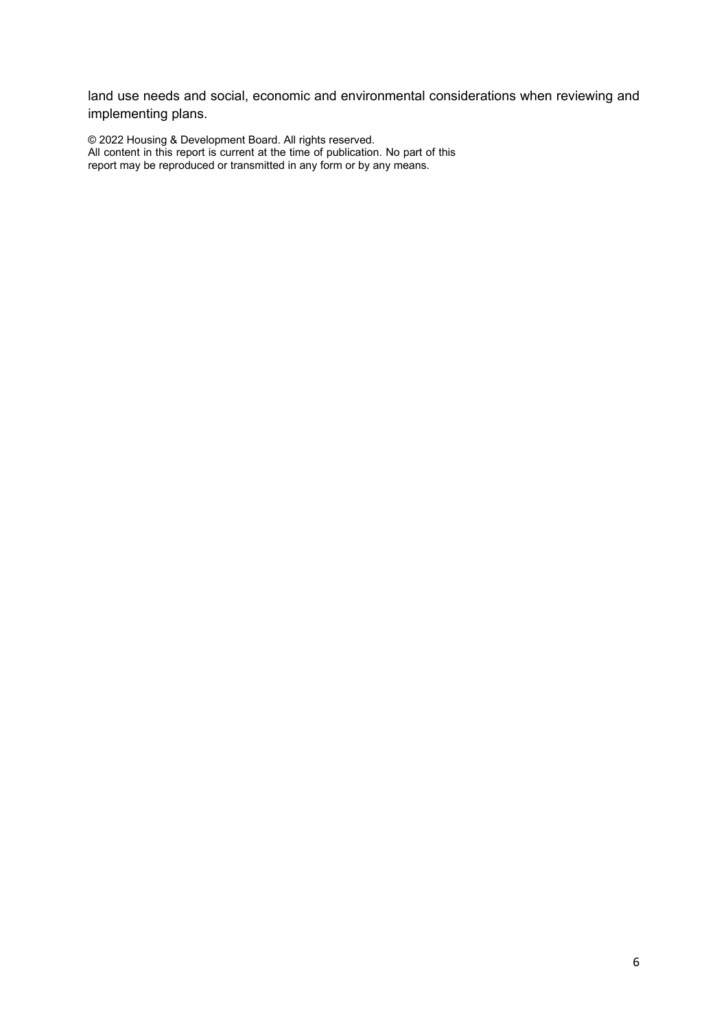land use needs and social, economic and environmental considerations when reviewing and implementing plans.

© 2022 Housing & Development Board. All rights reserved.
All content in this report is current at the time of publication. No part of this report may be reproduced or transmitted in any form or by any means.